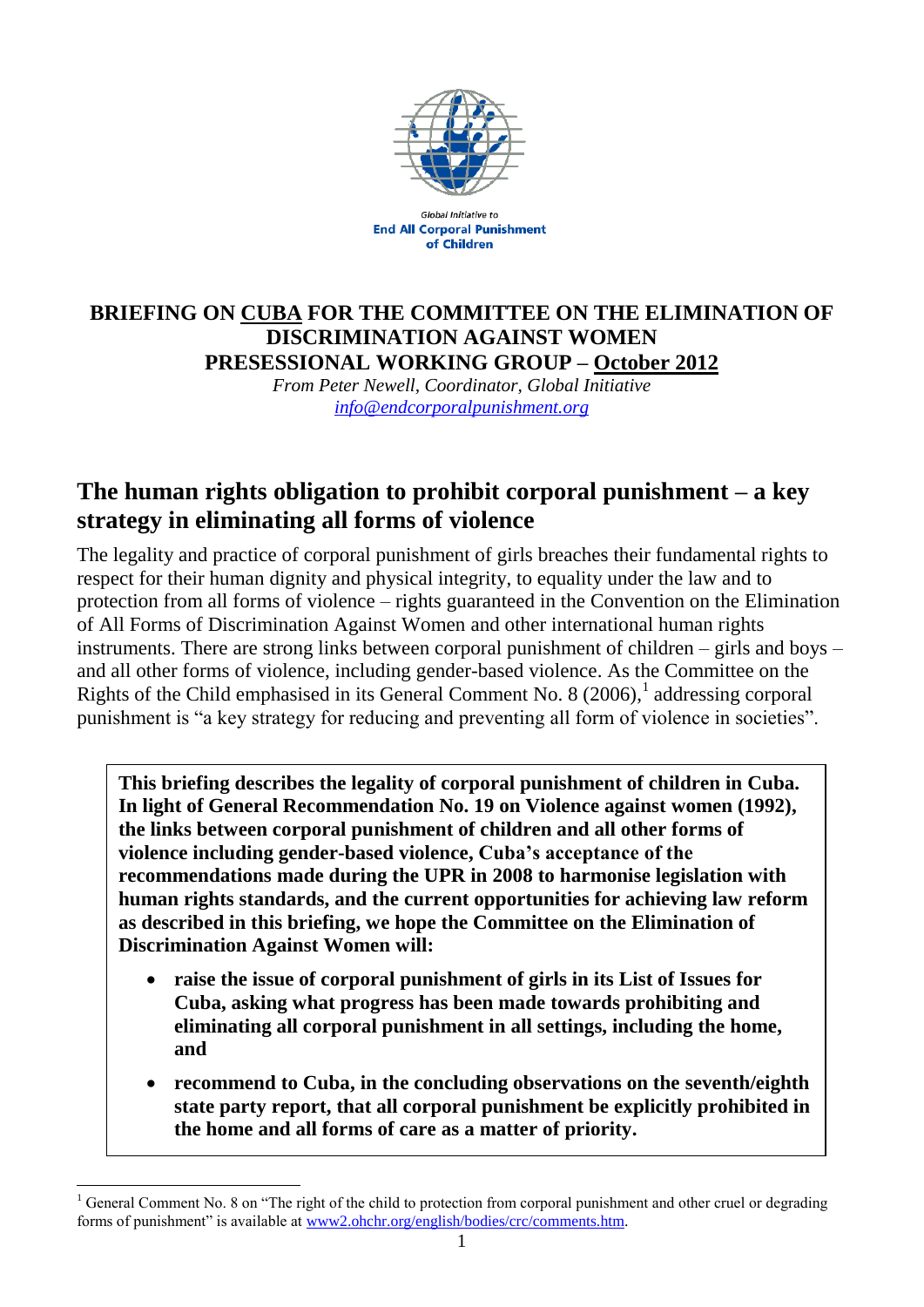Global Initiative to
**End All Corporal Punishment of Children**

**BRIEFING ON CUBA FOR THE COMMITTEE ON THE ELIMINATION OF DISCRIMINATION AGAINST WOMEN**
**PRESESSIONAL WORKING GROUP – October 2012**

*From Peter Newell, Coordinator, Global Initiative*
*info@endcorporalpunishment.org*

## The human rights obligation to prohibit corporal punishment – a key strategy in eliminating all forms of violence

The legality and practice of corporal punishment of girls breaches their fundamental rights to respect for their human dignity and physical integrity, to equality under the law and to protection from all forms of violence – rights guaranteed in the Convention on the Elimination of All Forms of Discrimination Against Women and other international human rights instruments. There are strong links between corporal punishment of children – girls and boys – and all other forms of violence, including gender-based violence. As the Committee on the Rights of the Child emphasised in its General Comment No. 8 (2006),[1] addressing corporal punishment is "a key strategy for reducing and preventing all form of violence in societies".

**This briefing describes the legality of corporal punishment of children in Cuba. In light of General Recommendation No. 19 on Violence against women (1992), the links between corporal punishment of children and all other forms of violence including gender-based violence, Cuba's acceptance of the recommendations made during the UPR in 2008 to harmonise legislation with human rights standards, and the current opportunities for achieving law reform as described in this briefing, we hope the Committee on the Elimination of Discrimination Against Women will:**

- **raise the issue of corporal punishment of girls in its List of Issues for Cuba, asking what progress has been made towards prohibiting and eliminating all corporal punishment in all settings, including the home, and**
- **recommend to Cuba, in the concluding observations on the seventh/eighth state party report, that all corporal punishment be explicitly prohibited in the home and all forms of care as a matter of priority.**

[1] General Comment No. 8 on "The right of the child to protection from corporal punishment and other cruel or degrading forms of punishment" is available at www2.ohchr.org/english/bodies/crc/comments.htm.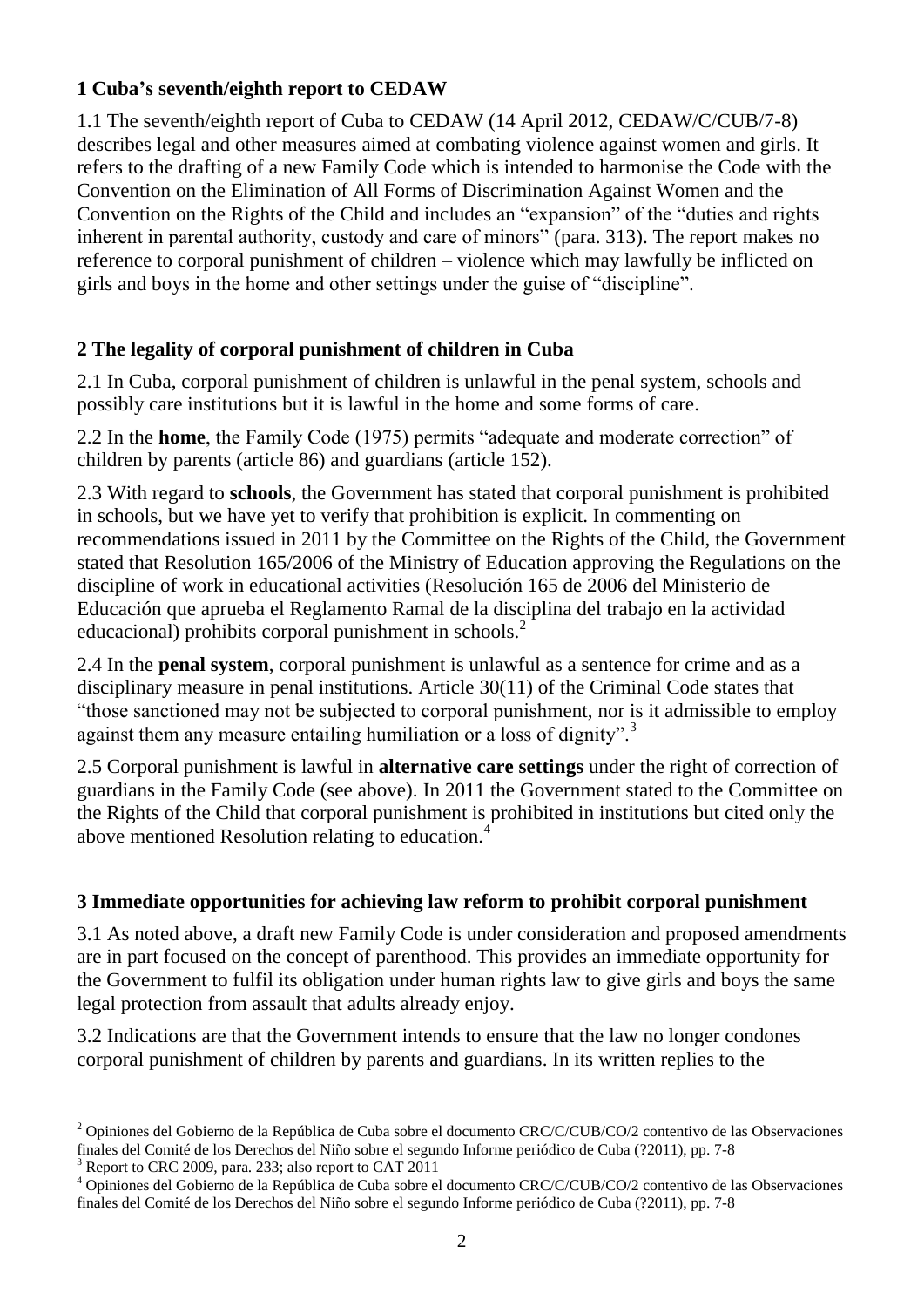## 1 Cuba's seventh/eighth report to CEDAW

1.1 The seventh/eighth report of Cuba to CEDAW (14 April 2012, CEDAW/C/CUB/7-8) describes legal and other measures aimed at combating violence against women and girls. It refers to the drafting of a new Family Code which is intended to harmonise the Code with the Convention on the Elimination of All Forms of Discrimination Against Women and the Convention on the Rights of the Child and includes an "expansion" of the "duties and rights inherent in parental authority, custody and care of minors" (para. 313). The report makes no reference to corporal punishment of children – violence which may lawfully be inflicted on girls and boys in the home and other settings under the guise of "discipline".

## 2 The legality of corporal punishment of children in Cuba

2.1 In Cuba, corporal punishment of children is unlawful in the penal system, schools and possibly care institutions but it is lawful in the home and some forms of care.

2.2 In the **home**, the Family Code (1975) permits "adequate and moderate correction" of children by parents (article 86) and guardians (article 152).

2.3 With regard to **schools**, the Government has stated that corporal punishment is prohibited in schools, but we have yet to verify that prohibition is explicit. In commenting on recommendations issued in 2011 by the Committee on the Rights of the Child, the Government stated that Resolution 165/2006 of the Ministry of Education approving the Regulations on the discipline of work in educational activities (Resolución 165 de 2006 del Ministerio de Educación que aprueba el Reglamento Ramal de la disciplina del trabajo en la actividad educacional) prohibits corporal punishment in schools.[2]

2.4 In the **penal system**, corporal punishment is unlawful as a sentence for crime and as a disciplinary measure in penal institutions. Article 30(11) of the Criminal Code states that "those sanctioned may not be subjected to corporal punishment, nor is it admissible to employ against them any measure entailing humiliation or a loss of dignity".[3]

2.5 Corporal punishment is lawful in **alternative care settings** under the right of correction of guardians in the Family Code (see above). In 2011 the Government stated to the Committee on the Rights of the Child that corporal punishment is prohibited in institutions but cited only the above mentioned Resolution relating to education.[4]

## 3 Immediate opportunities for achieving law reform to prohibit corporal punishment

3.1 As noted above, a draft new Family Code is under consideration and proposed amendments are in part focused on the concept of parenthood. This provides an immediate opportunity for the Government to fulfil its obligation under human rights law to give girls and boys the same legal protection from assault that adults already enjoy.

3.2 Indications are that the Government intends to ensure that the law no longer condones corporal punishment of children by parents and guardians. In its written replies to the

---

[2] Opiniones del Gobierno de la República de Cuba sobre el documento CRC/C/CUB/CO/2 contentivo de las Observaciones finales del Comité de los Derechos del Niño sobre el segundo Informe periódico de Cuba (?2011), pp. 7-8

[3] Report to CRC 2009, para. 233; also report to CAT 2011

[4] Opiniones del Gobierno de la República de Cuba sobre el documento CRC/C/CUB/CO/2 contentivo de las Observaciones finales del Comité de los Derechos del Niño sobre el segundo Informe periódico de Cuba (?2011), pp. 7-8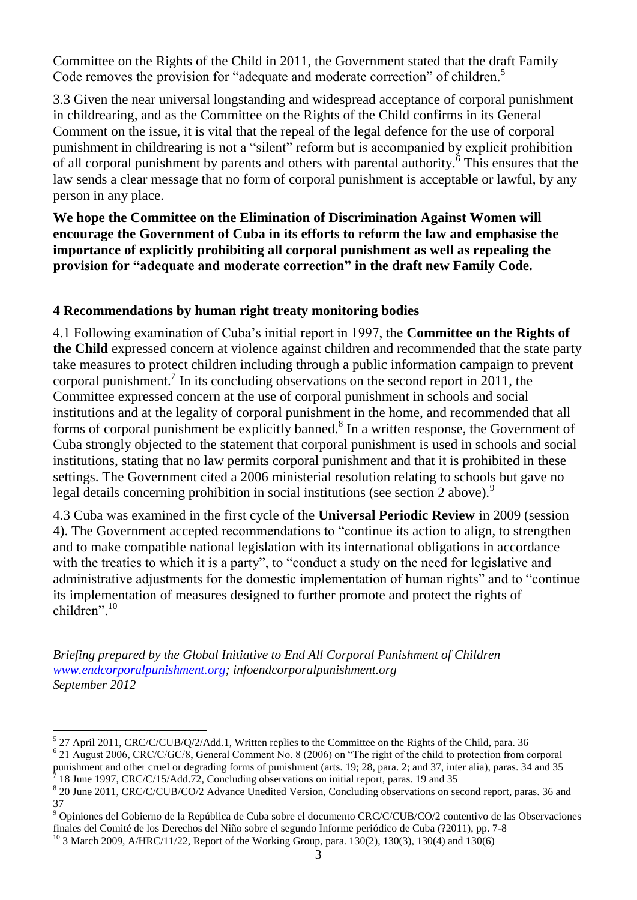Committee on the Rights of the Child in 2011, the Government stated that the draft Family Code removes the provision for "adequate and moderate correction" of children.[5]

3.3 Given the near universal longstanding and widespread acceptance of corporal punishment in childrearing, and as the Committee on the Rights of the Child confirms in its General Comment on the issue, it is vital that the repeal of the legal defence for the use of corporal punishment in childrearing is not a "silent" reform but is accompanied by explicit prohibition of all corporal punishment by parents and others with parental authority.[6] This ensures that the law sends a clear message that no form of corporal punishment is acceptable or lawful, by any person in any place.

**We hope the Committee on the Elimination of Discrimination Against Women will encourage the Government of Cuba in its efforts to reform the law and emphasise the importance of explicitly prohibiting all corporal punishment as well as repealing the provision for "adequate and moderate correction" in the draft new Family Code.**

## 4 Recommendations by human right treaty monitoring bodies

4.1 Following examination of Cuba's initial report in 1997, the **Committee on the Rights of the Child** expressed concern at violence against children and recommended that the state party take measures to protect children including through a public information campaign to prevent corporal punishment.[7] In its concluding observations on the second report in 2011, the Committee expressed concern at the use of corporal punishment in schools and social institutions and at the legality of corporal punishment in the home, and recommended that all forms of corporal punishment be explicitly banned.[8] In a written response, the Government of Cuba strongly objected to the statement that corporal punishment is used in schools and social institutions, stating that no law permits corporal punishment and that it is prohibited in these settings. The Government cited a 2006 ministerial resolution relating to schools but gave no legal details concerning prohibition in social institutions (see section 2 above).[9]

4.3 Cuba was examined in the first cycle of the **Universal Periodic Review** in 2009 (session 4). The Government accepted recommendations to "continue its action to align, to strengthen and to make compatible national legislation with its international obligations in accordance with the treaties to which it is a party", to "conduct a study on the need for legislative and administrative adjustments for the domestic implementation of human rights" and to "continue its implementation of measures designed to further promote and protect the rights of children".[10]

*Briefing prepared by the Global Initiative to End All Corporal Punishment of Children*
*www.endcorporalpunishment.org; infoendcorporalpunishment.org*
*September 2012*

---

[5] 27 April 2011, CRC/C/CUB/Q/2/Add.1, Written replies to the Committee on the Rights of the Child, para. 36

[6] 21 August 2006, CRC/C/GC/8, General Comment No. 8 (2006) on "The right of the child to protection from corporal punishment and other cruel or degrading forms of punishment (arts. 19; 28, para. 2; and 37, inter alia), paras. 34 and 35

[7] 18 June 1997, CRC/C/15/Add.72, Concluding observations on initial report, paras. 19 and 35

[8] 20 June 2011, CRC/C/CUB/CO/2 Advance Unedited Version, Concluding observations on second report, paras. 36 and 37

[9] Opiniones del Gobierno de la República de Cuba sobre el documento CRC/C/CUB/CO/2 contentivo de las Observaciones finales del Comité de los Derechos del Niño sobre el segundo Informe periódico de Cuba (?2011), pp. 7-8

[10] 3 March 2009, A/HRC/11/22, Report of the Working Group, para. 130(2), 130(3), 130(4) and 130(6)